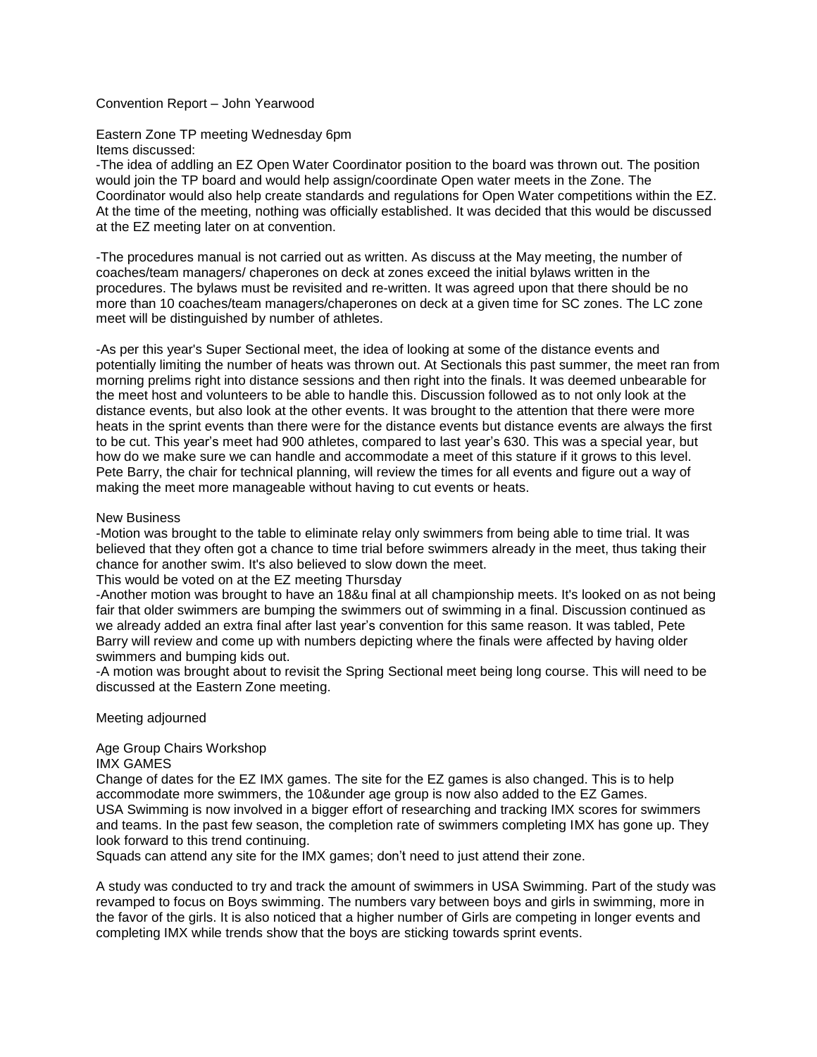Convention Report – John Yearwood

Eastern Zone TP meeting Wednesday 6pm

Items discussed:

-The idea of addling an EZ Open Water Coordinator position to the board was thrown out. The position would join the TP board and would help assign/coordinate Open water meets in the Zone. The Coordinator would also help create standards and regulations for Open Water competitions within the EZ. At the time of the meeting, nothing was officially established. It was decided that this would be discussed at the EZ meeting later on at convention.

-The procedures manual is not carried out as written. As discuss at the May meeting, the number of coaches/team managers/ chaperones on deck at zones exceed the initial bylaws written in the procedures. The bylaws must be revisited and re-written. It was agreed upon that there should be no more than 10 coaches/team managers/chaperones on deck at a given time for SC zones. The LC zone meet will be distinguished by number of athletes.

-As per this year's Super Sectional meet, the idea of looking at some of the distance events and potentially limiting the number of heats was thrown out. At Sectionals this past summer, the meet ran from morning prelims right into distance sessions and then right into the finals. It was deemed unbearable for the meet host and volunteers to be able to handle this. Discussion followed as to not only look at the distance events, but also look at the other events. It was brought to the attention that there were more heats in the sprint events than there were for the distance events but distance events are always the first to be cut. This year's meet had 900 athletes, compared to last year's 630. This was a special year, but how do we make sure we can handle and accommodate a meet of this stature if it grows to this level. Pete Barry, the chair for technical planning, will review the times for all events and figure out a way of making the meet more manageable without having to cut events or heats.

New Business

-Motion was brought to the table to eliminate relay only swimmers from being able to time trial. It was believed that they often got a chance to time trial before swimmers already in the meet, thus taking their chance for another swim. It's also believed to slow down the meet.

This would be voted on at the EZ meeting Thursday

-Another motion was brought to have an 18&u final at all championship meets. It's looked on as not being fair that older swimmers are bumping the swimmers out of swimming in a final. Discussion continued as we already added an extra final after last year's convention for this same reason. It was tabled, Pete Barry will review and come up with numbers depicting where the finals were affected by having older swimmers and bumping kids out.

-A motion was brought about to revisit the Spring Sectional meet being long course. This will need to be discussed at the Eastern Zone meeting.

Meeting adjourned

Age Group Chairs Workshop

IMX GAMES

Change of dates for the EZ IMX games. The site for the EZ games is also changed. This is to help accommodate more swimmers, the 10&under age group is now also added to the EZ Games.

USA Swimming is now involved in a bigger effort of researching and tracking IMX scores for swimmers and teams. In the past few season, the completion rate of swimmers completing IMX has gone up. They look forward to this trend continuing.

Squads can attend any site for the IMX games; don't need to just attend their zone.

A study was conducted to try and track the amount of swimmers in USA Swimming. Part of the study was revamped to focus on Boys swimming. The numbers vary between boys and girls in swimming, more in the favor of the girls. It is also noticed that a higher number of Girls are competing in longer events and completing IMX while trends show that the boys are sticking towards sprint events.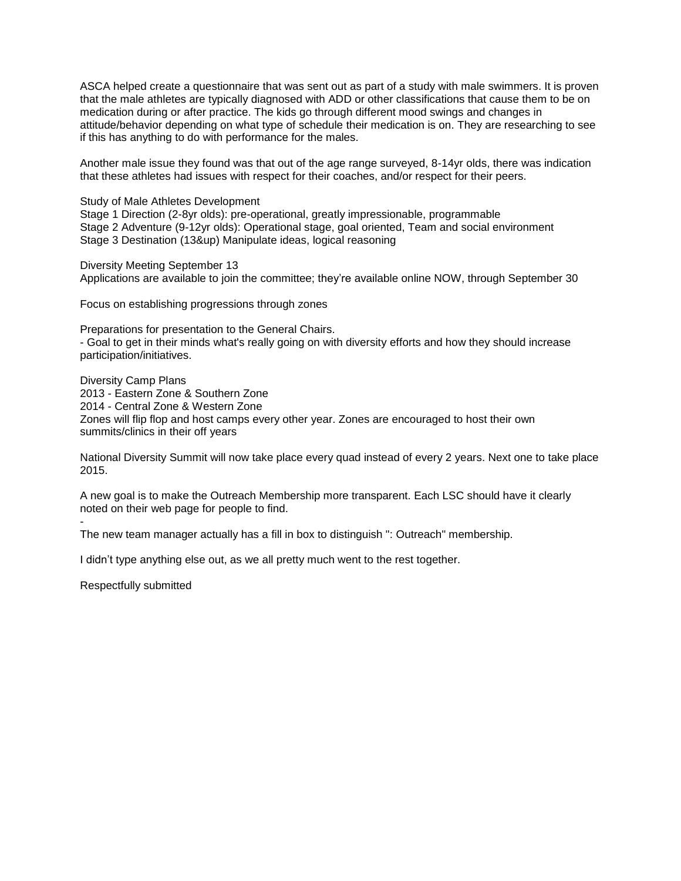ASCA helped create a questionnaire that was sent out as part of a study with male swimmers. It is proven that the male athletes are typically diagnosed with ADD or other classifications that cause them to be on medication during or after practice. The kids go through different mood swings and changes in attitude/behavior depending on what type of schedule their medication is on. They are researching to see if this has anything to do with performance for the males.

Another male issue they found was that out of the age range surveyed, 8-14yr olds, there was indication that these athletes had issues with respect for their coaches, and/or respect for their peers.

Study of Male Athletes Development
Stage 1 Direction (2-8yr olds): pre-operational, greatly impressionable, programmable
Stage 2 Adventure (9-12yr olds): Operational stage, goal oriented, Team and social environment
Stage 3 Destination (13&up) Manipulate ideas, logical reasoning

Diversity Meeting September 13
Applications are available to join the committee; they're available online NOW, through September 30

Focus on establishing progressions through zones

Preparations for presentation to the General Chairs.
- Goal to get in their minds what's really going on with diversity efforts and how they should increase participation/initiatives.

Diversity Camp Plans
2013 - Eastern Zone & Southern Zone
2014 - Central Zone & Western Zone
Zones will flip flop and host camps every other year. Zones are encouraged to host their own summits/clinics in their off years

National Diversity Summit will now take place every quad instead of every 2 years. Next one to take place 2015.

A new goal is to make the Outreach Membership more transparent. Each LSC should have it clearly noted on their web page for people to find.
-
The new team manager actually has a fill in box to distinguish ": Outreach" membership.

I didn't type anything else out, as we all pretty much went to the rest together.

Respectfully submitted